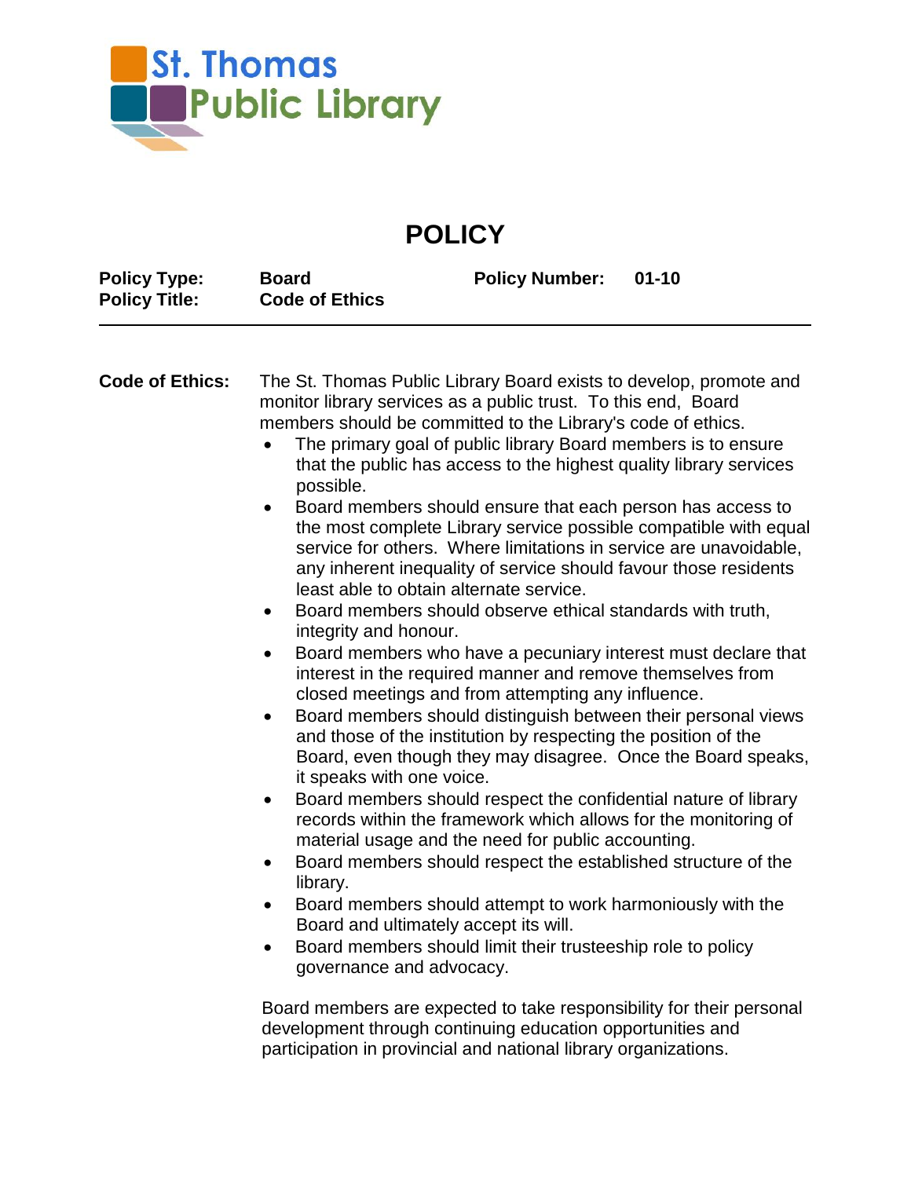St. Thomas Public Library

# POLICY

| | | | |
|---|---|---|---|
| **Policy Type:** | **Board** | **Policy Number:** | **01-10** |
| **Policy Title:** | **Code of Ethics** | | |

**Code of Ethics:** The St. Thomas Public Library Board exists to develop, promote and monitor library services as a public trust. To this end, Board members should be committed to the Library's code of ethics.

- The primary goal of public library Board members is to ensure that the public has access to the highest quality library services possible.
- Board members should ensure that each person has access to the most complete Library service possible compatible with equal service for others. Where limitations in service are unavoidable, any inherent inequality of service should favour those residents least able to obtain alternate service.
- Board members should observe ethical standards with truth, integrity and honour.
- Board members who have a pecuniary interest must declare that interest in the required manner and remove themselves from closed meetings and from attempting any influence.
- Board members should distinguish between their personal views and those of the institution by respecting the position of the Board, even though they may disagree. Once the Board speaks, it speaks with one voice.
- Board members should respect the confidential nature of library records within the framework which allows for the monitoring of material usage and the need for public accounting.
- Board members should respect the established structure of the library.
- Board members should attempt to work harmoniously with the Board and ultimately accept its will.
- Board members should limit their trusteeship role to policy governance and advocacy.

Board members are expected to take responsibility for their personal development through continuing education opportunities and participation in provincial and national library organizations.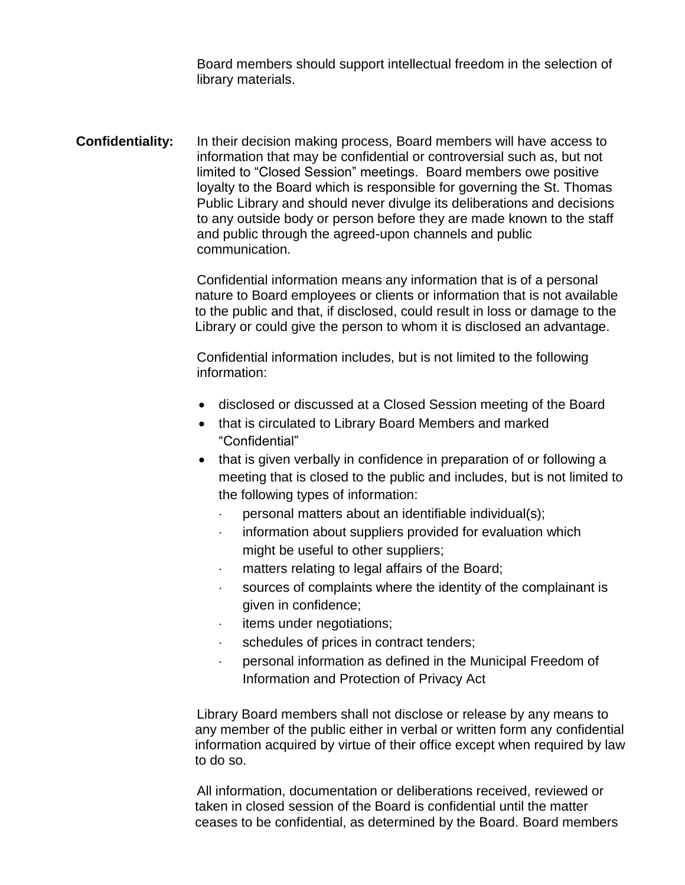Board members should support intellectual freedom in the selection of library materials.

**Confidentiality:** In their decision making process, Board members will have access to information that may be confidential or controversial such as, but not limited to “Closed Session” meetings. Board members owe positive loyalty to the Board which is responsible for governing the St. Thomas Public Library and should never divulge its deliberations and decisions to any outside body or person before they are made known to the staff and public through the agreed-upon channels and public communication.

Confidential information means any information that is of a personal nature to Board employees or clients or information that is not available to the public and that, if disclosed, could result in loss or damage to the Library or could give the person to whom it is disclosed an advantage.

Confidential information includes, but is not limited to the following information:

- disclosed or discussed at a Closed Session meeting of the Board
- that is circulated to Library Board Members and marked “Confidential”
- that is given verbally in confidence in preparation of or following a meeting that is closed to the public and includes, but is not limited to the following types of information:
  - personal matters about an identifiable individual(s);
  - information about suppliers provided for evaluation which might be useful to other suppliers;
  - matters relating to legal affairs of the Board;
  - sources of complaints where the identity of the complainant is given in confidence;
  - items under negotiations;
  - schedules of prices in contract tenders;
  - personal information as defined in the Municipal Freedom of Information and Protection of Privacy Act

Library Board members shall not disclose or release by any means to any member of the public either in verbal or written form any confidential information acquired by virtue of their office except when required by law to do so.

All information, documentation or deliberations received, reviewed or taken in closed session of the Board is confidential until the matter ceases to be confidential, as determined by the Board. Board members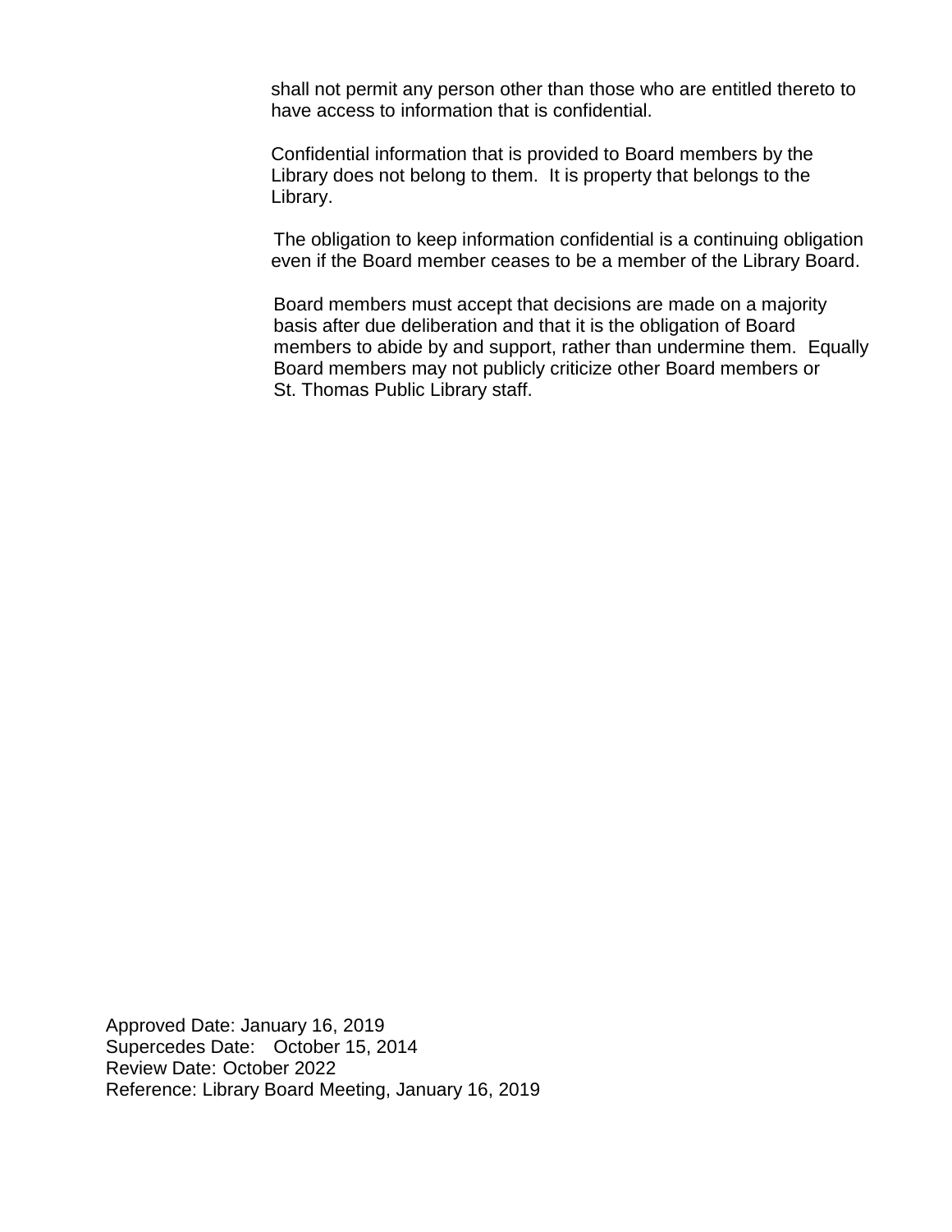shall not permit any person other than those who are entitled thereto to have access to information that is confidential.

Confidential information that is provided to Board members by the Library does not belong to them. It is property that belongs to the Library.

The obligation to keep information confidential is a continuing obligation even if the Board member ceases to be a member of the Library Board.

Board members must accept that decisions are made on a majority basis after due deliberation and that it is the obligation of Board members to abide by and support, rather than undermine them. Equally Board members may not publicly criticize other Board members or St. Thomas Public Library staff.

Approved Date: January 16, 2019  
Supercedes Date: October 15, 2014  
Review Date: October 2022  
Reference: Library Board Meeting, January 16, 2019